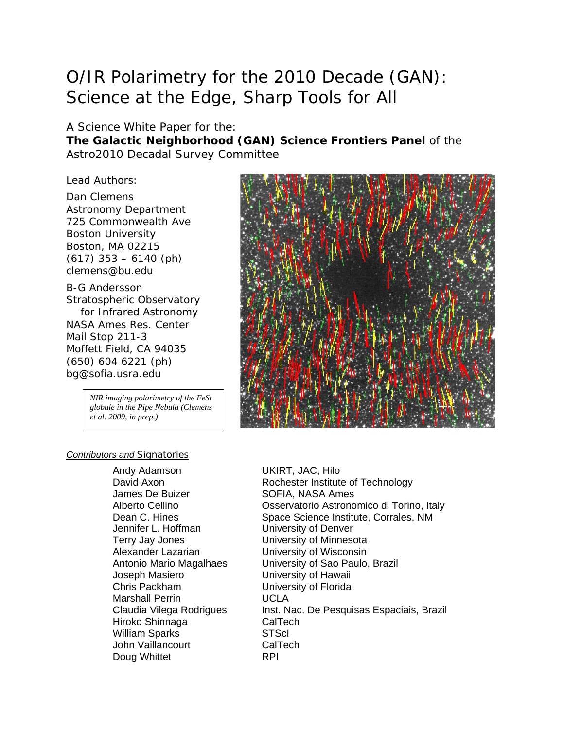# O/IR Polarimetry for the 2010 Decade (GAN): Science at the Edge, Sharp Tools for All

A Science White Paper for the:
**The Galactic Neighborhood (GAN) Science Frontiers Panel** of the Astro2010 Decadal Survey Committee

Lead Authors:

Dan Clemens
Astronomy Department
725 Commonwealth Ave
Boston University
Boston, MA 02215
(617) 353 – 6140 (ph)
clemens@bu.edu

B-G Andersson
Stratospheric Observatory
for Infrared Astronomy
NASA Ames Res. Center
Mail Stop 211-3
Moffett Field, CA 94035
(650) 604 6221 (ph)
bg@sofia.usra.edu

*NIR imaging polarimetry of the FeSt globule in the Pipe Nebula (Clemens et al. 2009, in prep.)*

*Contributors and* Signatories

| | |
|---|---|
| Andy Adamson | UKIRT, JAC, Hilo |
| David Axon | Rochester Institute of Technology |
| James De Buizer | SOFIA, NASA Ames |
| Alberto Cellino | Osservatorio Astronomico di Torino, Italy |
| Dean C. Hines | Space Science Institute, Corrales, NM |
| Jennifer L. Hoffman | University of Denver |
| Terry Jay Jones | University of Minnesota |
| Alexander Lazarian | University of Wisconsin |
| Antonio Mario Magalhaes | University of Sao Paulo, Brazil |
| Joseph Masiero | University of Hawaii |
| Chris Packham | University of Florida |
| Marshall Perrin | UCLA |
| Claudia Vilega Rodrigues | Inst. Nac. De Pesquisas Espaciais, Brazil |
| Hiroko Shinnaga | CalTech |
| William Sparks | STScI |
| John Vaillancourt | CalTech |
| Doug Whittet | RPI |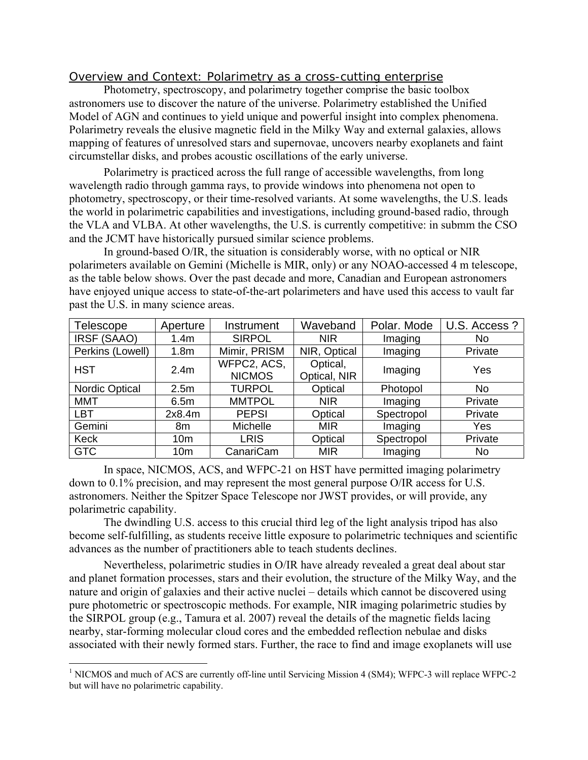## Overview and Context: Polarimetry as a cross-cutting enterprise

Photometry, spectroscopy, and polarimetry together comprise the basic toolbox astronomers use to discover the nature of the universe. Polarimetry established the Unified Model of AGN and continues to yield unique and powerful insight into complex phenomena. Polarimetry reveals the elusive magnetic field in the Milky Way and external galaxies, allows mapping of features of unresolved stars and supernovae, uncovers nearby exoplanets and faint circumstellar disks, and probes acoustic oscillations of the early universe.

Polarimetry is practiced across the full range of accessible wavelengths, from long wavelength radio through gamma rays, to provide windows into phenomena not open to photometry, spectroscopy, or their time-resolved variants. At some wavelengths, the U.S. leads the world in polarimetric capabilities and investigations, including ground-based radio, through the VLA and VLBA. At other wavelengths, the U.S. is currently competitive: in submm the CSO and the JCMT have historically pursued similar science problems.

In ground-based O/IR, the situation is considerably worse, with no optical or NIR polarimeters available on Gemini (Michelle is MIR, only) or any NOAO-accessed 4 m telescope, as the table below shows. Over the past decade and more, Canadian and European astronomers have enjoyed unique access to state-of-the-art polarimeters and have used this access to vault far past the U.S. in many science areas.

| Telescope | Aperture | Instrument | Waveband | Polar. Mode | U.S. Access ? |
|---|---|---|---|---|---|
| IRSF (SAAO) | 1.4m | SIRPOL | NIR | Imaging | No |
| Perkins (Lowell) | 1.8m | Mimir, PRISM | NIR, Optical | Imaging | Private |
| HST | 2.4m | WFPC2, ACS, NICMOS | Optical, Optical, NIR | Imaging | Yes |
| Nordic Optical | 2.5m | TURPOL | Optical | Photopol | No |
| MMT | 6.5m | MMTPOL | NIR | Imaging | Private |
| LBT | 2x8.4m | PEPSI | Optical | Spectropol | Private |
| Gemini | 8m | Michelle | MIR | Imaging | Yes |
| Keck | 10m | LRIS | Optical | Spectropol | Private |
| GTC | 10m | CanariCam | MIR | Imaging | No |

In space, NICMOS, ACS, and WFPC-2[1] on HST have permitted imaging polarimetry down to 0.1% precision, and may represent the most general purpose O/IR access for U.S. astronomers. Neither the Spitzer Space Telescope nor JWST provides, or will provide, any polarimetric capability.

The dwindling U.S. access to this crucial third leg of the light analysis tripod has also become self-fulfilling, as students receive little exposure to polarimetric techniques and scientific advances as the number of practitioners able to teach students declines.

Nevertheless, polarimetric studies in O/IR have already revealed a great deal about star and planet formation processes, stars and their evolution, the structure of the Milky Way, and the nature and origin of galaxies and their active nuclei – details which cannot be discovered using pure photometric or spectroscopic methods. For example, NIR imaging polarimetric studies by the SIRPOL group (e.g., Tamura et al. 2007) reveal the details of the magnetic fields lacing nearby, star-forming molecular cloud cores and the embedded reflection nebulae and disks associated with their newly formed stars. Further, the race to find and image exoplanets will use

[1] NICMOS and much of ACS are currently off-line until Servicing Mission 4 (SM4); WFPC-3 will replace WFPC-2 but will have no polarimetric capability.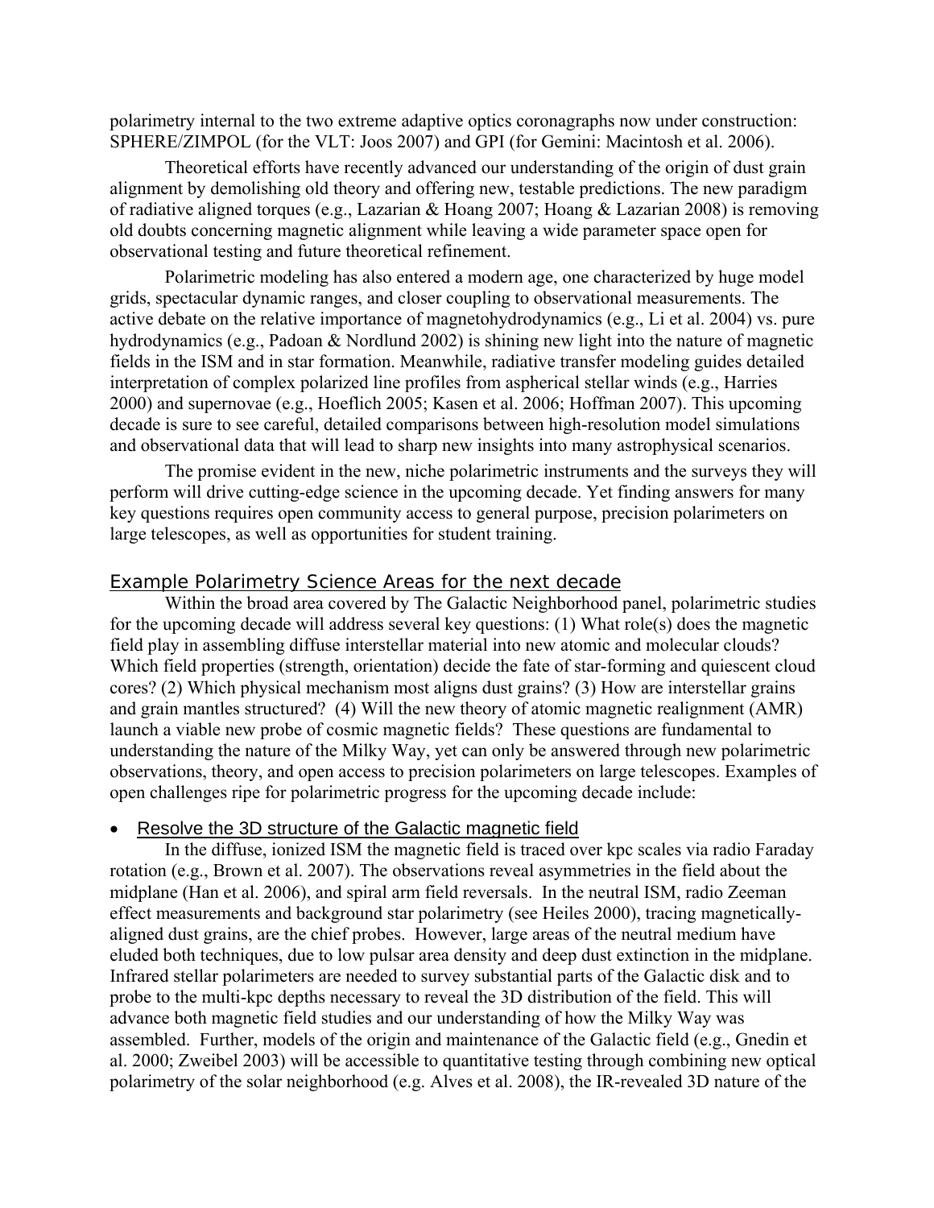polarimetry internal to the two extreme adaptive optics coronagraphs now under construction: SPHERE/ZIMPOL (for the VLT: Joos 2007) and GPI (for Gemini: Macintosh et al. 2006).

Theoretical efforts have recently advanced our understanding of the origin of dust grain alignment by demolishing old theory and offering new, testable predictions. The new paradigm of radiative aligned torques (e.g., Lazarian & Hoang 2007; Hoang & Lazarian 2008) is removing old doubts concerning magnetic alignment while leaving a wide parameter space open for observational testing and future theoretical refinement.

Polarimetric modeling has also entered a modern age, one characterized by huge model grids, spectacular dynamic ranges, and closer coupling to observational measurements. The active debate on the relative importance of magnetohydrodynamics (e.g., Li et al. 2004) vs. pure hydrodynamics (e.g., Padoan & Nordlund 2002) is shining new light into the nature of magnetic fields in the ISM and in star formation. Meanwhile, radiative transfer modeling guides detailed interpretation of complex polarized line profiles from aspherical stellar winds (e.g., Harries 2000) and supernovae (e.g., Hoeflich 2005; Kasen et al. 2006; Hoffman 2007). This upcoming decade is sure to see careful, detailed comparisons between high-resolution model simulations and observational data that will lead to sharp new insights into many astrophysical scenarios.

The promise evident in the new, niche polarimetric instruments and the surveys they will perform will drive cutting-edge science in the upcoming decade. Yet finding answers for many key questions requires open community access to general purpose, precision polarimeters on large telescopes, as well as opportunities for student training.

## Example Polarimetry Science Areas for the next decade

Within the broad area covered by The Galactic Neighborhood panel, polarimetric studies for the upcoming decade will address several key questions: (1) What role(s) does the magnetic field play in assembling diffuse interstellar material into new atomic and molecular clouds? Which field properties (strength, orientation) decide the fate of star-forming and quiescent cloud cores? (2) Which physical mechanism most aligns dust grains? (3) How are interstellar grains and grain mantles structured? (4) Will the new theory of atomic magnetic realignment (AMR) launch a viable new probe of cosmic magnetic fields? These questions are fundamental to understanding the nature of the Milky Way, yet can only be answered through new polarimetric observations, theory, and open access to precision polarimeters on large telescopes. Examples of open challenges ripe for polarimetric progress for the upcoming decade include:

- Resolve the 3D structure of the Galactic magnetic field

In the diffuse, ionized ISM the magnetic field is traced over kpc scales via radio Faraday rotation (e.g., Brown et al. 2007). The observations reveal asymmetries in the field about the midplane (Han et al. 2006), and spiral arm field reversals. In the neutral ISM, radio Zeeman effect measurements and background star polarimetry (see Heiles 2000), tracing magnetically-aligned dust grains, are the chief probes. However, large areas of the neutral medium have eluded both techniques, due to low pulsar area density and deep dust extinction in the midplane. Infrared stellar polarimeters are needed to survey substantial parts of the Galactic disk and to probe to the multi-kpc depths necessary to reveal the 3D distribution of the field. This will advance both magnetic field studies and our understanding of how the Milky Way was assembled. Further, models of the origin and maintenance of the Galactic field (e.g., Gnedin et al. 2000; Zweibel 2003) will be accessible to quantitative testing through combining new optical polarimetry of the solar neighborhood (e.g. Alves et al. 2008), the IR-revealed 3D nature of the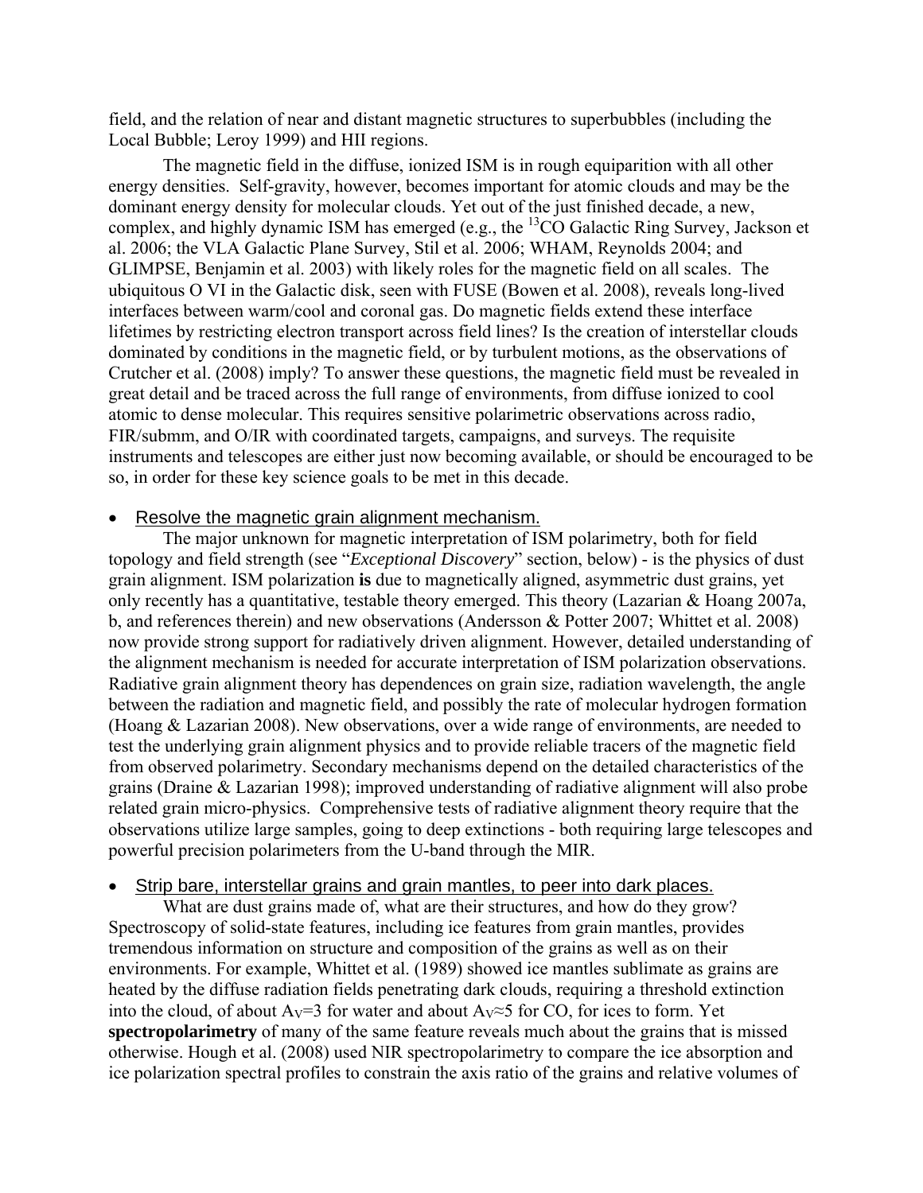field, and the relation of near and distant magnetic structures to superbubbles (including the Local Bubble; Leroy 1999) and HII regions.

The magnetic field in the diffuse, ionized ISM is in rough equiparition with all other energy densities. Self-gravity, however, becomes important for atomic clouds and may be the dominant energy density for molecular clouds. Yet out of the just finished decade, a new, complex, and highly dynamic ISM has emerged (e.g., the $^{13}$CO Galactic Ring Survey, Jackson et al. 2006; the VLA Galactic Plane Survey, Stil et al. 2006; WHAM, Reynolds 2004; and GLIMPSE, Benjamin et al. 2003) with likely roles for the magnetic field on all scales. The ubiquitous O VI in the Galactic disk, seen with FUSE (Bowen et al. 2008), reveals long-lived interfaces between warm/cool and coronal gas. Do magnetic fields extend these interface lifetimes by restricting electron transport across field lines? Is the creation of interstellar clouds dominated by conditions in the magnetic field, or by turbulent motions, as the observations of Crutcher et al. (2008) imply? To answer these questions, the magnetic field must be revealed in great detail and be traced across the full range of environments, from diffuse ionized to cool atomic to dense molecular. This requires sensitive polarimetric observations across radio, FIR/submm, and O/IR with coordinated targets, campaigns, and surveys. The requisite instruments and telescopes are either just now becoming available, or should be encouraged to be so, in order for these key science goals to be met in this decade.

- Resolve the magnetic grain alignment mechanism.

The major unknown for magnetic interpretation of ISM polarimetry, both for field topology and field strength (see "*Exceptional Discovery*" section, below) - is the physics of dust grain alignment. ISM polarization **is** due to magnetically aligned, asymmetric dust grains, yet only recently has a quantitative, testable theory emerged. This theory (Lazarian & Hoang 2007a, b, and references therein) and new observations (Andersson & Potter 2007; Whittet et al. 2008) now provide strong support for radiatively driven alignment. However, detailed understanding of the alignment mechanism is needed for accurate interpretation of ISM polarization observations. Radiative grain alignment theory has dependences on grain size, radiation wavelength, the angle between the radiation and magnetic field, and possibly the rate of molecular hydrogen formation (Hoang & Lazarian 2008). New observations, over a wide range of environments, are needed to test the underlying grain alignment physics and to provide reliable tracers of the magnetic field from observed polarimetry. Secondary mechanisms depend on the detailed characteristics of the grains (Draine & Lazarian 1998); improved understanding of radiative alignment will also probe related grain micro-physics. Comprehensive tests of radiative alignment theory require that the observations utilize large samples, going to deep extinctions - both requiring large telescopes and powerful precision polarimeters from the U-band through the MIR.

- Strip bare, interstellar grains and grain mantles, to peer into dark places.

What are dust grains made of, what are their structures, and how do they grow? Spectroscopy of solid-state features, including ice features from grain mantles, provides tremendous information on structure and composition of the grains as well as on their environments. For example, Whittet et al. (1989) showed ice mantles sublimate as grains are heated by the diffuse radiation fields penetrating dark clouds, requiring a threshold extinction into the cloud, of about $A_V$=3 for water and about $A_V$≈5 for CO, for ices to form. Yet **spectropolarimetry** of many of the same feature reveals much about the grains that is missed otherwise. Hough et al. (2008) used NIR spectropolarimetry to compare the ice absorption and ice polarization spectral profiles to constrain the axis ratio of the grains and relative volumes of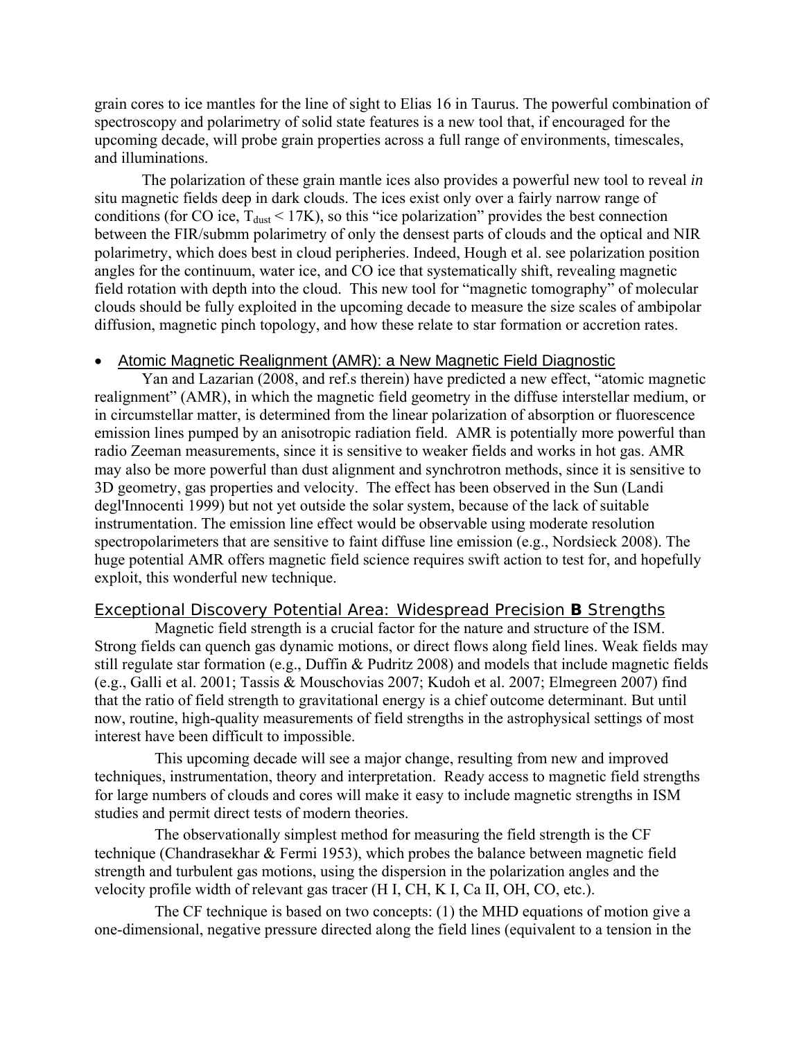grain cores to ice mantles for the line of sight to Elias 16 in Taurus. The powerful combination of spectroscopy and polarimetry of solid state features is a new tool that, if encouraged for the upcoming decade, will probe grain properties across a full range of environments, timescales, and illuminations.

The polarization of these grain mantle ices also provides a powerful new tool to reveal *in* situ magnetic fields deep in dark clouds. The ices exist only over a fairly narrow range of conditions (for CO ice, $T_{dust} < 17K$), so this "ice polarization" provides the best connection between the FIR/submm polarimetry of only the densest parts of clouds and the optical and NIR polarimetry, which does best in cloud peripheries. Indeed, Hough et al. see polarization position angles for the continuum, water ice, and CO ice that systematically shift, revealing magnetic field rotation with depth into the cloud. This new tool for "magnetic tomography" of molecular clouds should be fully exploited in the upcoming decade to measure the size scales of ambipolar diffusion, magnetic pinch topology, and how these relate to star formation or accretion rates.

- Atomic Magnetic Realignment (AMR): a New Magnetic Field Diagnostic

Yan and Lazarian (2008, and ref.s therein) have predicted a new effect, "atomic magnetic realignment" (AMR), in which the magnetic field geometry in the diffuse interstellar medium, or in circumstellar matter, is determined from the linear polarization of absorption or fluorescence emission lines pumped by an anisotropic radiation field. AMR is potentially more powerful than radio Zeeman measurements, since it is sensitive to weaker fields and works in hot gas. AMR may also be more powerful than dust alignment and synchrotron methods, since it is sensitive to 3D geometry, gas properties and velocity. The effect has been observed in the Sun (Landi degl'Innocenti 1999) but not yet outside the solar system, because of the lack of suitable instrumentation. The emission line effect would be observable using moderate resolution spectropolarimeters that are sensitive to faint diffuse line emission (e.g., Nordsieck 2008). The huge potential AMR offers magnetic field science requires swift action to test for, and hopefully exploit, this wonderful new technique.

## Exceptional Discovery Potential Area: Widespread Precision **B** Strengths

Magnetic field strength is a crucial factor for the nature and structure of the ISM. Strong fields can quench gas dynamic motions, or direct flows along field lines. Weak fields may still regulate star formation (e.g., Duffin & Pudritz 2008) and models that include magnetic fields (e.g., Galli et al. 2001; Tassis & Mouschovias 2007; Kudoh et al. 2007; Elmegreen 2007) find that the ratio of field strength to gravitational energy is a chief outcome determinant. But until now, routine, high-quality measurements of field strengths in the astrophysical settings of most interest have been difficult to impossible.

This upcoming decade will see a major change, resulting from new and improved techniques, instrumentation, theory and interpretation. Ready access to magnetic field strengths for large numbers of clouds and cores will make it easy to include magnetic strengths in ISM studies and permit direct tests of modern theories.

The observationally simplest method for measuring the field strength is the CF technique (Chandrasekhar & Fermi 1953), which probes the balance between magnetic field strength and turbulent gas motions, using the dispersion in the polarization angles and the velocity profile width of relevant gas tracer (H I, CH, K I, Ca II, OH, CO, etc.).

The CF technique is based on two concepts: (1) the MHD equations of motion give a one-dimensional, negative pressure directed along the field lines (equivalent to a tension in the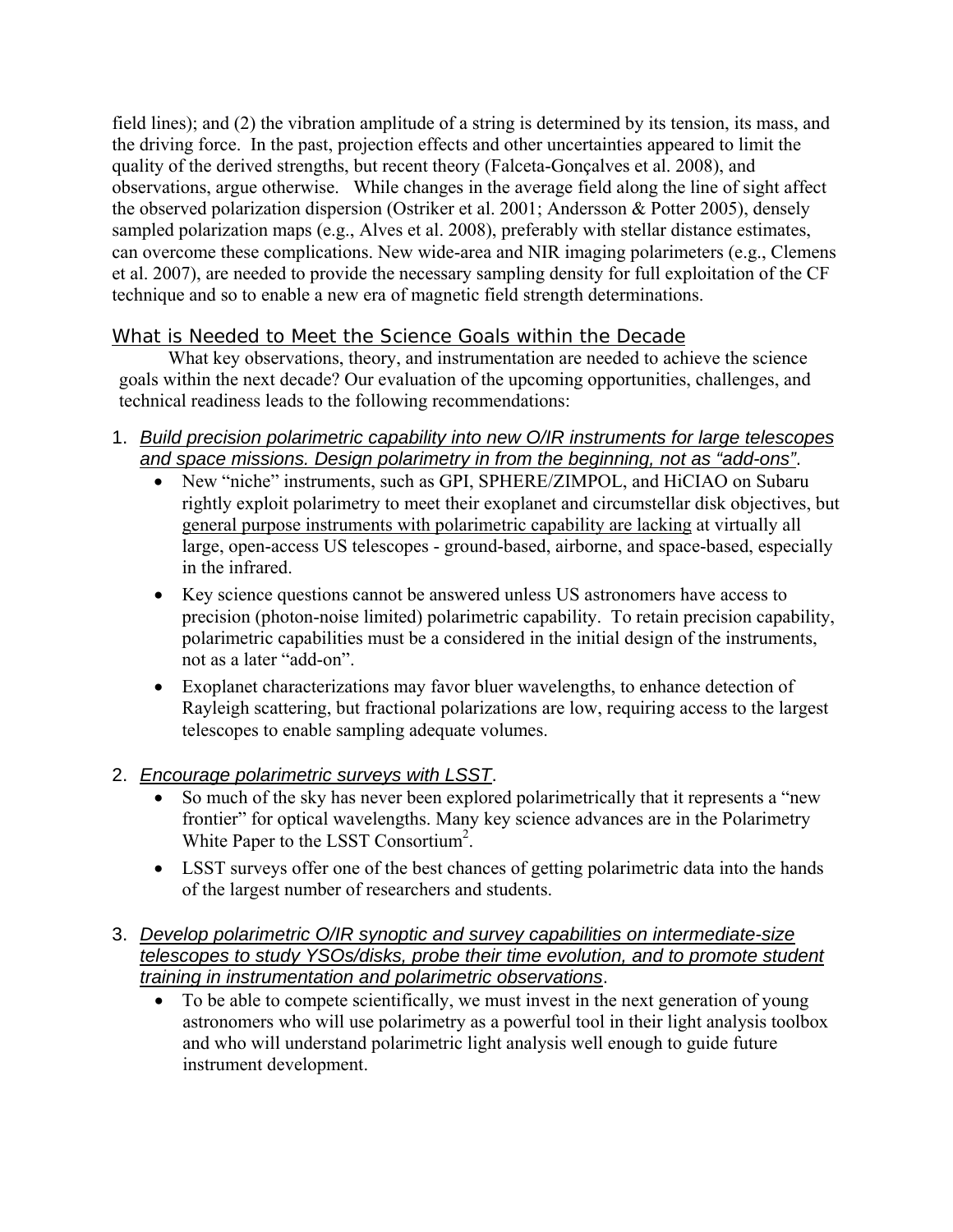field lines); and (2) the vibration amplitude of a string is determined by its tension, its mass, and the driving force. In the past, projection effects and other uncertainties appeared to limit the quality of the derived strengths, but recent theory (Falceta-Gonçalves et al. 2008), and observations, argue otherwise. While changes in the average field along the line of sight affect the observed polarization dispersion (Ostriker et al. 2001; Andersson & Potter 2005), densely sampled polarization maps (e.g., Alves et al. 2008), preferably with stellar distance estimates, can overcome these complications. New wide-area and NIR imaging polarimeters (e.g., Clemens et al. 2007), are needed to provide the necessary sampling density for full exploitation of the CF technique and so to enable a new era of magnetic field strength determinations.

## What is Needed to Meet the Science Goals within the Decade

What key observations, theory, and instrumentation are needed to achieve the science goals within the next decade? Our evaluation of the upcoming opportunities, challenges, and technical readiness leads to the following recommendations:

1. *Build precision polarimetric capability into new O/IR instruments for large telescopes and space missions. Design polarimetry in from the beginning, not as "add-ons"*.
   - New "niche" instruments, such as GPI, SPHERE/ZIMPOL, and HiCIAO on Subaru rightly exploit polarimetry to meet their exoplanet and circumstellar disk objectives, but general purpose instruments with polarimetric capability are lacking at virtually all large, open-access US telescopes - ground-based, airborne, and space-based, especially in the infrared.
   - Key science questions cannot be answered unless US astronomers have access to precision (photon-noise limited) polarimetric capability. To retain precision capability, polarimetric capabilities must be a considered in the initial design of the instruments, not as a later "add-on".
   - Exoplanet characterizations may favor bluer wavelengths, to enhance detection of Rayleigh scattering, but fractional polarizations are low, requiring access to the largest telescopes to enable sampling adequate volumes.

2. *Encourage polarimetric surveys with LSST*.
   - So much of the sky has never been explored polarimetrically that it represents a "new frontier" for optical wavelengths. Many key science advances are in the Polarimetry White Paper to the LSST Consortium[2].
   - LSST surveys offer one of the best chances of getting polarimetric data into the hands of the largest number of researchers and students.

3. *Develop polarimetric O/IR synoptic and survey capabilities on intermediate-size telescopes to study YSOs/disks, probe their time evolution, and to promote student training in instrumentation and polarimetric observations*.
   - To be able to compete scientifically, we must invest in the next generation of young astronomers who will use polarimetry as a powerful tool in their light analysis toolbox and who will understand polarimetric light analysis well enough to guide future instrument development.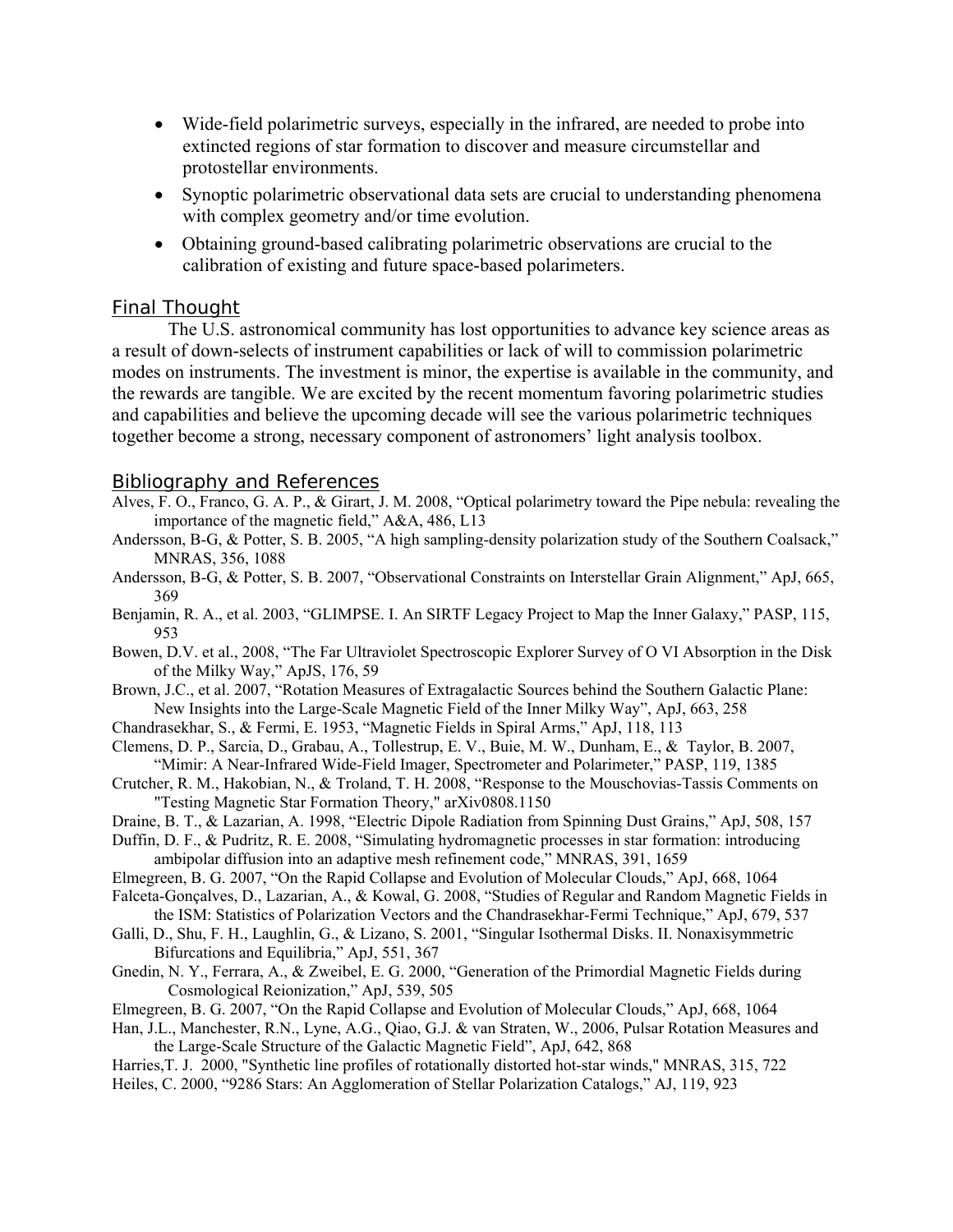- Wide-field polarimetric surveys, especially in the infrared, are needed to probe into extincted regions of star formation to discover and measure circumstellar and protostellar environments.
- Synoptic polarimetric observational data sets are crucial to understanding phenomena with complex geometry and/or time evolution.
- Obtaining ground-based calibrating polarimetric observations are crucial to the calibration of existing and future space-based polarimeters.

## Final Thought

The U.S. astronomical community has lost opportunities to advance key science areas as a result of down-selects of instrument capabilities or lack of will to commission polarimetric modes on instruments. The investment is minor, the expertise is available in the community, and the rewards are tangible. We are excited by the recent momentum favoring polarimetric studies and capabilities and believe the upcoming decade will see the various polarimetric techniques together become a strong, necessary component of astronomers' light analysis toolbox.

## Bibliography and References

Alves, F. O., Franco, G. A. P., & Girart, J. M. 2008, "Optical polarimetry toward the Pipe nebula: revealing the importance of the magnetic field," A&A, 486, L13

Andersson, B-G, & Potter, S. B. 2005, "A high sampling-density polarization study of the Southern Coalsack," MNRAS, 356, 1088

Andersson, B-G, & Potter, S. B. 2007, "Observational Constraints on Interstellar Grain Alignment," ApJ, 665, 369

Benjamin, R. A., et al. 2003, "GLIMPSE. I. An SIRTF Legacy Project to Map the Inner Galaxy," PASP, 115, 953

Bowen, D.V. et al., 2008, "The Far Ultraviolet Spectroscopic Explorer Survey of O VI Absorption in the Disk of the Milky Way," ApJS, 176, 59

Brown, J.C., et al. 2007, "Rotation Measures of Extragalactic Sources behind the Southern Galactic Plane: New Insights into the Large-Scale Magnetic Field of the Inner Milky Way", ApJ, 663, 258

Chandrasekhar, S., & Fermi, E. 1953, "Magnetic Fields in Spiral Arms," ApJ, 118, 113

Clemens, D. P., Sarcia, D., Grabau, A., Tollestrup, E. V., Buie, M. W., Dunham, E., & Taylor, B. 2007, "Mimir: A Near-Infrared Wide-Field Imager, Spectrometer and Polarimeter," PASP, 119, 1385

Crutcher, R. M., Hakobian, N., & Troland, T. H. 2008, "Response to the Mouschovias-Tassis Comments on "Testing Magnetic Star Formation Theory," arXiv0808.1150

Draine, B. T., & Lazarian, A. 1998, "Electric Dipole Radiation from Spinning Dust Grains," ApJ, 508, 157

Duffin, D. F., & Pudritz, R. E. 2008, "Simulating hydromagnetic processes in star formation: introducing ambipolar diffusion into an adaptive mesh refinement code," MNRAS, 391, 1659

Elmegreen, B. G. 2007, "On the Rapid Collapse and Evolution of Molecular Clouds," ApJ, 668, 1064

Falceta-Gonçalves, D., Lazarian, A., & Kowal, G. 2008, "Studies of Regular and Random Magnetic Fields in the ISM: Statistics of Polarization Vectors and the Chandrasekhar-Fermi Technique," ApJ, 679, 537

Galli, D., Shu, F. H., Laughlin, G., & Lizano, S. 2001, "Singular Isothermal Disks. II. Nonaxisymmetric Bifurcations and Equilibria," ApJ, 551, 367

Gnedin, N. Y., Ferrara, A., & Zweibel, E. G. 2000, "Generation of the Primordial Magnetic Fields during Cosmological Reionization," ApJ, 539, 505

Elmegreen, B. G. 2007, "On the Rapid Collapse and Evolution of Molecular Clouds," ApJ, 668, 1064

Han, J.L., Manchester, R.N., Lyne, A.G., Qiao, G.J. & van Straten, W., 2006, Pulsar Rotation Measures and the Large-Scale Structure of the Galactic Magnetic Field", ApJ, 642, 868

Harries,T. J. 2000, "Synthetic line profiles of rotationally distorted hot-star winds," MNRAS, 315, 722

Heiles, C. 2000, "9286 Stars: An Agglomeration of Stellar Polarization Catalogs," AJ, 119, 923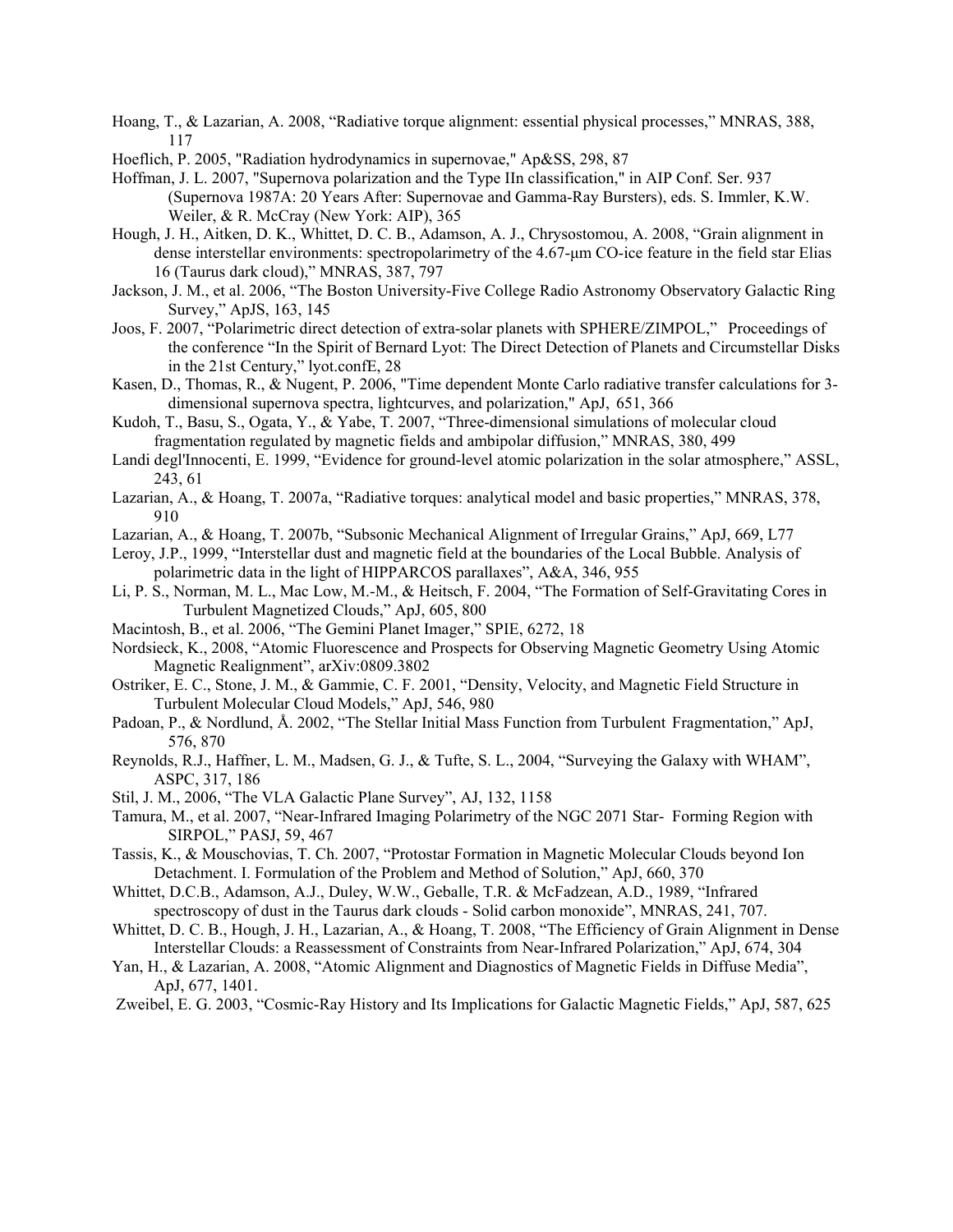Hoang, T., & Lazarian, A. 2008, "Radiative torque alignment: essential physical processes," MNRAS, 388, 117

Hoeflich, P. 2005, "Radiation hydrodynamics in supernovae," Ap&SS, 298, 87

Hoffman, J. L. 2007, "Supernova polarization and the Type IIn classification," in AIP Conf. Ser. 937 (Supernova 1987A: 20 Years After: Supernovae and Gamma-Ray Bursters), eds. S. Immler, K.W. Weiler, & R. McCray (New York: AIP), 365

Hough, J. H., Aitken, D. K., Whittet, D. C. B., Adamson, A. J., Chrysostomou, A. 2008, "Grain alignment in dense interstellar environments: spectropolarimetry of the 4.67-μm CO-ice feature in the field star Elias 16 (Taurus dark cloud)," MNRAS, 387, 797

Jackson, J. M., et al. 2006, "The Boston University-Five College Radio Astronomy Observatory Galactic Ring Survey," ApJS, 163, 145

Joos, F. 2007, "Polarimetric direct detection of extra-solar planets with SPHERE/ZIMPOL," Proceedings of the conference "In the Spirit of Bernard Lyot: The Direct Detection of Planets and Circumstellar Disks in the 21st Century," lyot.confE, 28

Kasen, D., Thomas, R., & Nugent, P. 2006, "Time dependent Monte Carlo radiative transfer calculations for 3-dimensional supernova spectra, lightcurves, and polarization," ApJ, 651, 366

Kudoh, T., Basu, S., Ogata, Y., & Yabe, T. 2007, "Three-dimensional simulations of molecular cloud fragmentation regulated by magnetic fields and ambipolar diffusion," MNRAS, 380, 499

Landi degl'Innocenti, E. 1999, "Evidence for ground-level atomic polarization in the solar atmosphere," ASSL, 243, 61

Lazarian, A., & Hoang, T. 2007a, "Radiative torques: analytical model and basic properties," MNRAS, 378, 910

Lazarian, A., & Hoang, T. 2007b, "Subsonic Mechanical Alignment of Irregular Grains," ApJ, 669, L77

Leroy, J.P., 1999, "Interstellar dust and magnetic field at the boundaries of the Local Bubble. Analysis of polarimetric data in the light of HIPPARCOS parallaxes", A&A, 346, 955

Li, P. S., Norman, M. L., Mac Low, M.-M., & Heitsch, F. 2004, "The Formation of Self-Gravitating Cores in Turbulent Magnetized Clouds," ApJ, 605, 800

Macintosh, B., et al. 2006, "The Gemini Planet Imager," SPIE, 6272, 18

Nordsieck, K., 2008, "Atomic Fluorescence and Prospects for Observing Magnetic Geometry Using Atomic Magnetic Realignment", arXiv:0809.3802

Ostriker, E. C., Stone, J. M., & Gammie, C. F. 2001, "Density, Velocity, and Magnetic Field Structure in Turbulent Molecular Cloud Models," ApJ, 546, 980

Padoan, P., & Nordlund, Å. 2002, "The Stellar Initial Mass Function from Turbulent Fragmentation," ApJ, 576, 870

Reynolds, R.J., Haffner, L. M., Madsen, G. J., & Tufte, S. L., 2004, "Surveying the Galaxy with WHAM", ASPC, 317, 186

Stil, J. M., 2006, "The VLA Galactic Plane Survey", AJ, 132, 1158

Tamura, M., et al. 2007, "Near-Infrared Imaging Polarimetry of the NGC 2071 Star- Forming Region with SIRPOL," PASJ, 59, 467

Tassis, K., & Mouschovias, T. Ch. 2007, "Protostar Formation in Magnetic Molecular Clouds beyond Ion Detachment. I. Formulation of the Problem and Method of Solution," ApJ, 660, 370

Whittet, D.C.B., Adamson, A.J., Duley, W.W., Geballe, T.R. & McFadzean, A.D., 1989, "Infrared spectroscopy of dust in the Taurus dark clouds - Solid carbon monoxide", MNRAS, 241, 707.

Whittet, D. C. B., Hough, J. H., Lazarian, A., & Hoang, T. 2008, "The Efficiency of Grain Alignment in Dense Interstellar Clouds: a Reassessment of Constraints from Near-Infrared Polarization," ApJ, 674, 304

Yan, H., & Lazarian, A. 2008, "Atomic Alignment and Diagnostics of Magnetic Fields in Diffuse Media", ApJ, 677, 1401.

Zweibel, E. G. 2003, "Cosmic-Ray History and Its Implications for Galactic Magnetic Fields," ApJ, 587, 625